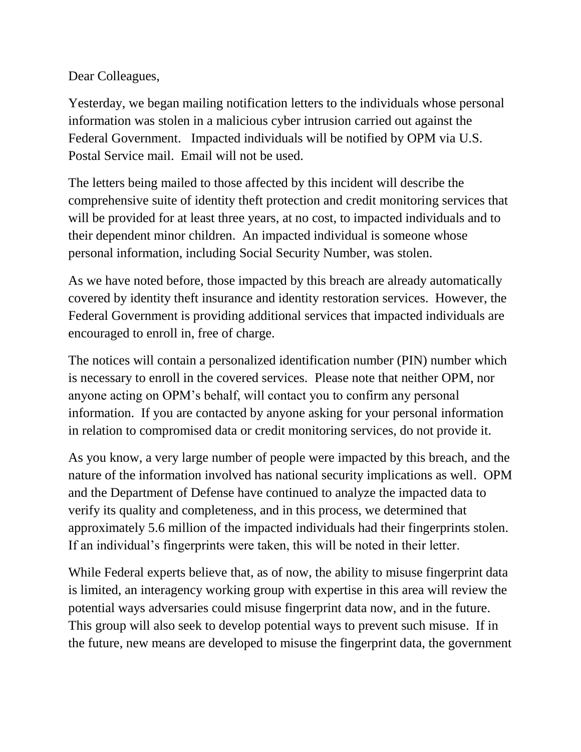Dear Colleagues,

Yesterday, we began mailing notification letters to the individuals whose personal information was stolen in a malicious cyber intrusion carried out against the Federal Government. Impacted individuals will be notified by OPM via U.S. Postal Service mail. Email will not be used.

The letters being mailed to those affected by this incident will describe the comprehensive suite of identity theft protection and credit monitoring services that will be provided for at least three years, at no cost, to impacted individuals and to their dependent minor children. An impacted individual is someone whose personal information, including Social Security Number, was stolen.

As we have noted before, those impacted by this breach are already automatically covered by identity theft insurance and identity restoration services. However, the Federal Government is providing additional services that impacted individuals are encouraged to enroll in, free of charge.

The notices will contain a personalized identification number (PIN) number which is necessary to enroll in the covered services. Please note that neither OPM, nor anyone acting on OPM's behalf, will contact you to confirm any personal information. If you are contacted by anyone asking for your personal information in relation to compromised data or credit monitoring services, do not provide it.

As you know, a very large number of people were impacted by this breach, and the nature of the information involved has national security implications as well. OPM and the Department of Defense have continued to analyze the impacted data to verify its quality and completeness, and in this process, we determined that approximately 5.6 million of the impacted individuals had their fingerprints stolen. If an individual's fingerprints were taken, this will be noted in their letter.

While Federal experts believe that, as of now, the ability to misuse fingerprint data is limited, an interagency working group with expertise in this area will review the potential ways adversaries could misuse fingerprint data now, and in the future. This group will also seek to develop potential ways to prevent such misuse. If in the future, new means are developed to misuse the fingerprint data, the government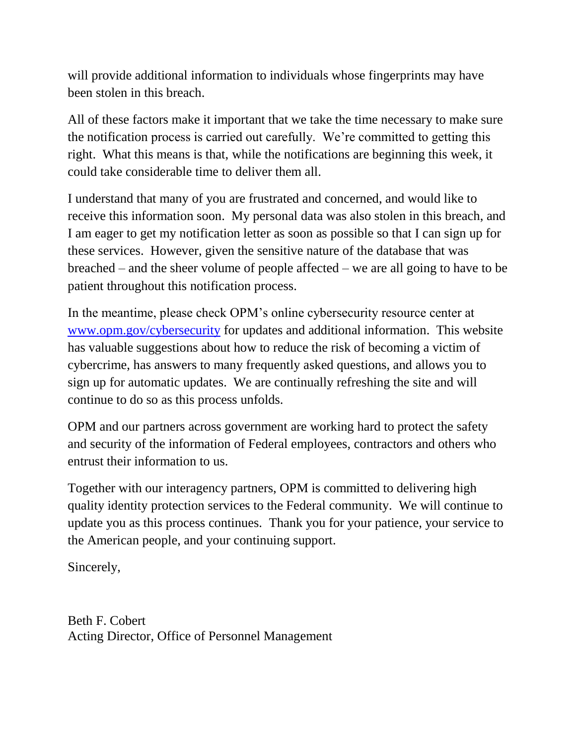will provide additional information to individuals whose fingerprints may have been stolen in this breach.

All of these factors make it important that we take the time necessary to make sure the notification process is carried out carefully. We're committed to getting this right. What this means is that, while the notifications are beginning this week, it could take considerable time to deliver them all.

I understand that many of you are frustrated and concerned, and would like to receive this information soon. My personal data was also stolen in this breach, and I am eager to get my notification letter as soon as possible so that I can sign up for these services. However, given the sensitive nature of the database that was breached – and the sheer volume of people affected – we are all going to have to be patient throughout this notification process.

In the meantime, please check OPM's online cybersecurity resource center at [www.opm.gov/cybersecurity](http://www.opm.gov/cybersecurity) for updates and additional information. This website has valuable suggestions about how to reduce the risk of becoming a victim of cybercrime, has answers to many frequently asked questions, and allows you to sign up for automatic updates. We are continually refreshing the site and will continue to do so as this process unfolds.

OPM and our partners across government are working hard to protect the safety and security of the information of Federal employees, contractors and others who entrust their information to us.

Together with our interagency partners, OPM is committed to delivering high quality identity protection services to the Federal community. We will continue to update you as this process continues. Thank you for your patience, your service to the American people, and your continuing support.

Sincerely,

Beth F. Cobert
Acting Director, Office of Personnel Management